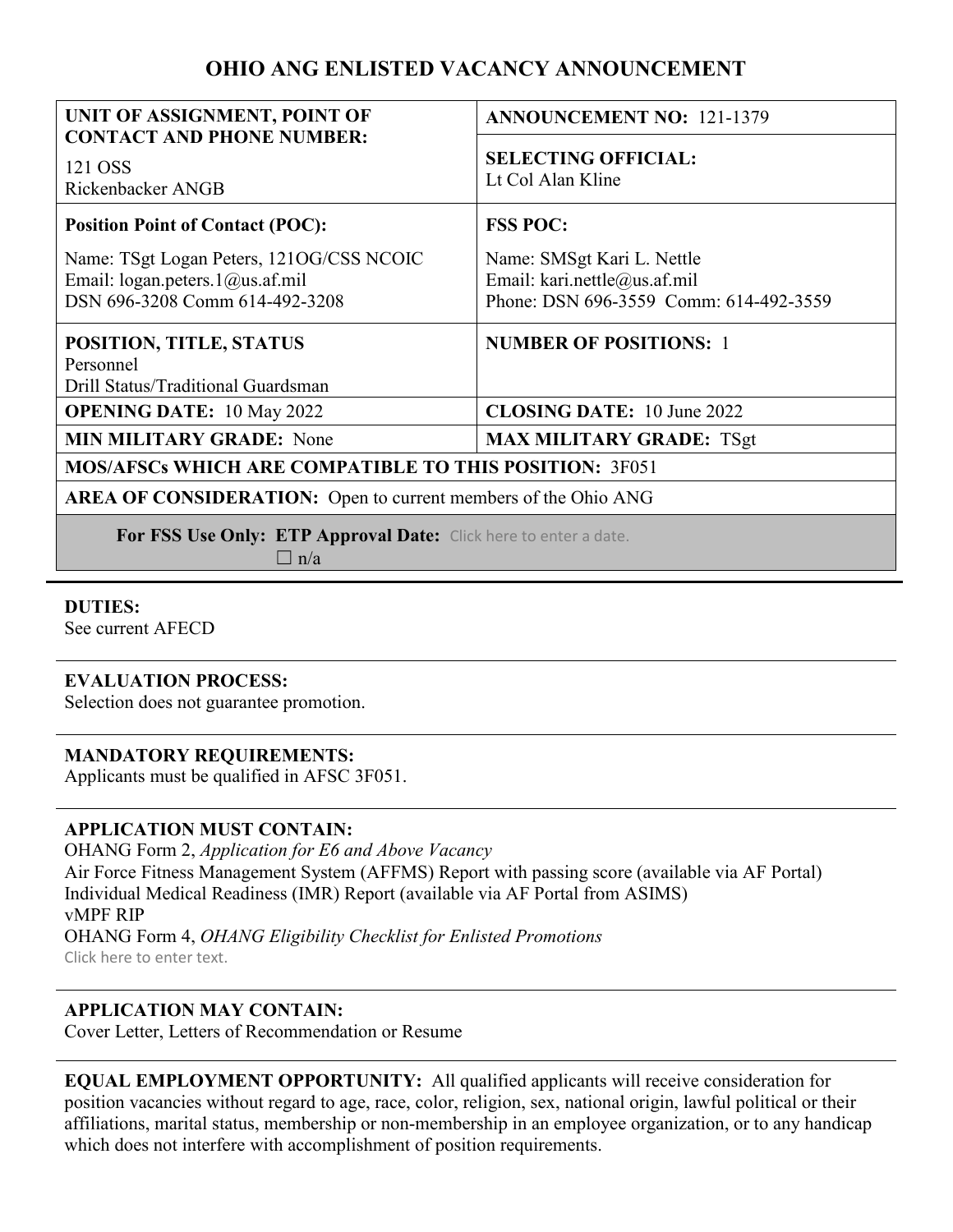# OHIO ANG ENLISTED VACANCY ANNOUNCEMENT

| **UNIT OF ASSIGNMENT, POINT OF CONTACT AND PHONE NUMBER:** 121 OSS Rickenbacker ANGB | **ANNOUNCEMENT NO:** 121-1379 **SELECTING OFFICIAL:** Lt Col Alan Kline |
|---|---|
| **Position Point of Contact (POC):** Name: TSgt Logan Peters, 121OG/CSS NCOIC Email: logan.peters.1@us.af.mil DSN 696-3208 Comm 614-492-3208 | **FSS POC:** Name: SMSgt Kari L. Nettle Email: kari.nettle@us.af.mil Phone: DSN 696-3559 Comm: 614-492-3559 |
| **POSITION, TITLE, STATUS** Personnel Drill Status/Traditional Guardsman | **NUMBER OF POSITIONS:** 1 |
| **OPENING DATE:** 10 May 2022 | **CLOSING DATE:** 10 June 2022 |
| **MIN MILITARY GRADE:** None | **MAX MILITARY GRADE:** TSgt |
| **MOS/AFSCs WHICH ARE COMPATIBLE TO THIS POSITION:** 3F051 | |
| **AREA OF CONSIDERATION:** Open to current members of the Ohio ANG | |
| **For FSS Use Only: ETP Approval Date:** Click here to enter a date. ☐ n/a | |

**DUTIES:**
See current AFECD

**EVALUATION PROCESS:**
Selection does not guarantee promotion.

**MANDATORY REQUIREMENTS:**
Applicants must be qualified in AFSC 3F051.

**APPLICATION MUST CONTAIN:**
OHANG Form 2, *Application for E6 and Above Vacancy*
Air Force Fitness Management System (AFFMS) Report with passing score (available via AF Portal)
Individual Medical Readiness (IMR) Report (available via AF Portal from ASIMS)
vMPF RIP
OHANG Form 4, *OHANG Eligibility Checklist for Enlisted Promotions*
Click here to enter text.

**APPLICATION MAY CONTAIN:**
Cover Letter, Letters of Recommendation or Resume

**EQUAL EMPLOYMENT OPPORTUNITY:** All qualified applicants will receive consideration for position vacancies without regard to age, race, color, religion, sex, national origin, lawful political or their affiliations, marital status, membership or non-membership in an employee organization, or to any handicap which does not interfere with accomplishment of position requirements.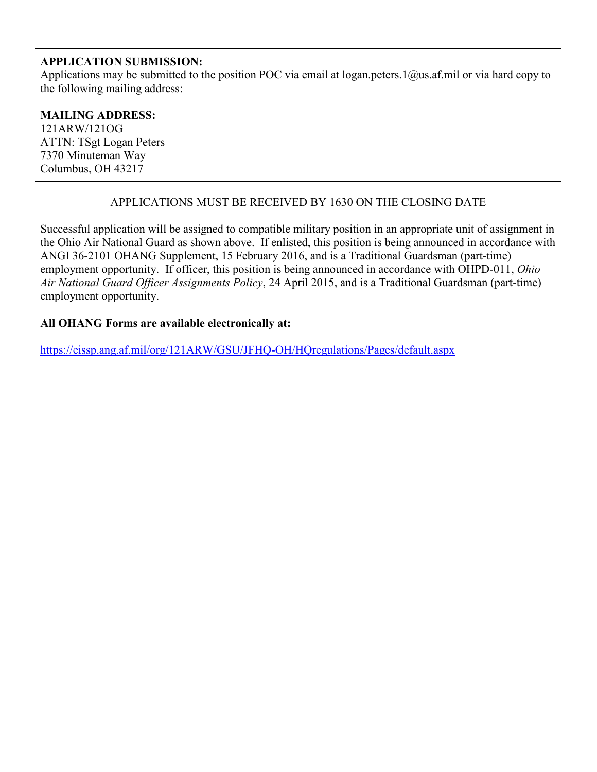**APPLICATION SUBMISSION:**
Applications may be submitted to the position POC via email at logan.peters.1@us.af.mil or via hard copy to the following mailing address:

**MAILING ADDRESS:**
121ARW/121OG
ATTN: TSgt Logan Peters
7370 Minuteman Way
Columbus, OH 43217

---

APPLICATIONS MUST BE RECEIVED BY 1630 ON THE CLOSING DATE

Successful application will be assigned to compatible military position in an appropriate unit of assignment in the Ohio Air National Guard as shown above. If enlisted, this position is being announced in accordance with ANGI 36-2101 OHANG Supplement, 15 February 2016, and is a Traditional Guardsman (part-time) employment opportunity. If officer, this position is being announced in accordance with OHPD-011, *Ohio Air National Guard Officer Assignments Policy*, 24 April 2015, and is a Traditional Guardsman (part-time) employment opportunity.

**All OHANG Forms are available electronically at:**

https://eissp.ang.af.mil/org/121ARW/GSU/JFHQ-OH/HQregulations/Pages/default.aspx